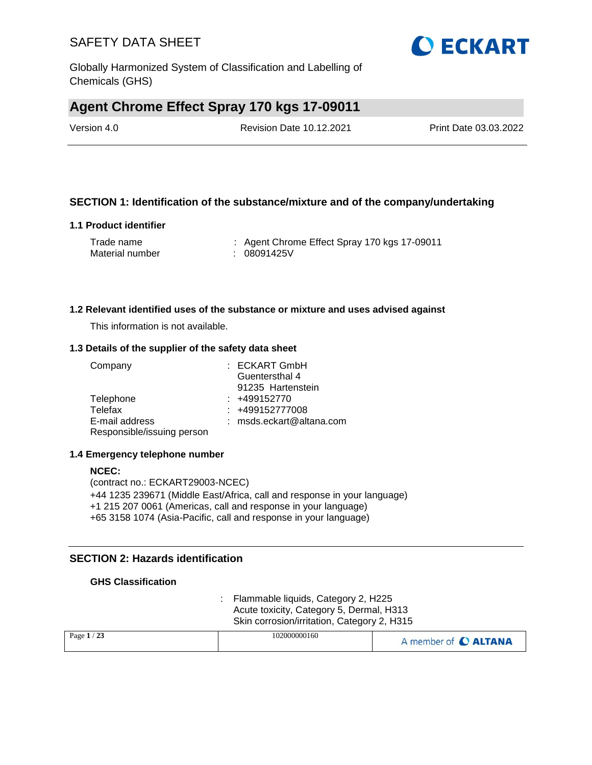# SAFETY DATA SHEET

Globally Harmonized System of Classification and Labelling of Chemicals (GHS)

## Agent Chrome Effect Spray 170 kgs 17-09011

| Version 4.0 | Revision Date 10.12.2021 | Print Date 03.03.2022 |
|---|---|---|

## SECTION 1: Identification of the substance/mixture and of the company/undertaking

### 1.1 Product identifier

| | |
|---|---|
| Trade name | : Agent Chrome Effect Spray 170 kgs 17-09011 |
| Material number | : 08091425V |

### 1.2 Relevant identified uses of the substance or mixture and uses advised against

This information is not available.

### 1.3 Details of the supplier of the safety data sheet

| | |
|---|---|
| Company | : ECKART GmbH<br>Guentersthal 4<br>91235 Hartenstein |
| Telephone | : +499152770 |
| Telefax | : +499152777008 |
| E-mail address | : msds.eckart@altana.com |
| Responsible/issuing person | |

### 1.4 Emergency telephone number

**NCEC:**
(contract no.: ECKART29003-NCEC)
+44 1235 239671 (Middle East/Africa, call and response in your language)
+1 215 207 0061 (Americas, call and response in your language)
+65 3158 1074 (Asia-Pacific, call and response in your language)

## SECTION 2: Hazards identification

**GHS Classification**

: Flammable liquids, Category 2, H225
Acute toxicity, Category 5, Dermal, H313
Skin corrosion/irritation, Category 2, H315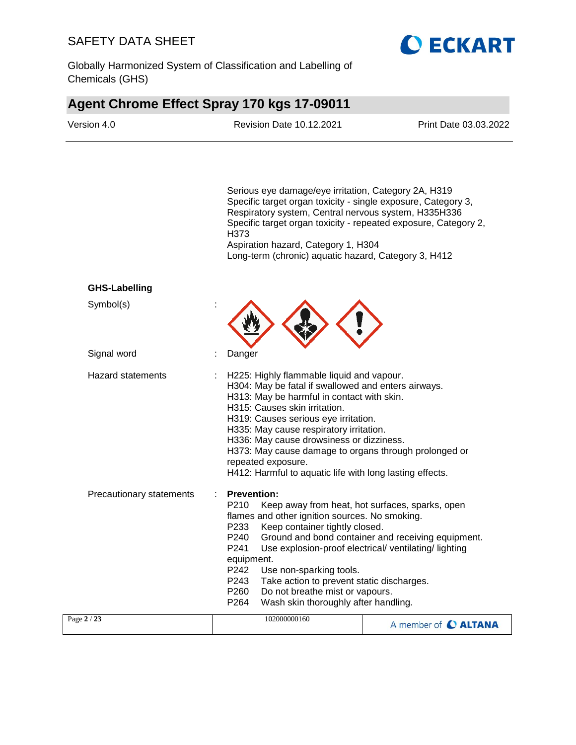Serious eye damage/eye irritation, Category 2A, H319
Specific target organ toxicity - single exposure, Category 3, Respiratory system, Central nervous system, H335H336
Specific target organ toxicity - repeated exposure, Category 2, H373
Aspiration hazard, Category 1, H304
Long-term (chronic) aquatic hazard, Category 3, H412

**GHS-Labelling**

Symbol(s) :

Signal word : Danger

Hazard statements :

H225: Highly flammable liquid and vapour.
H304: May be fatal if swallowed and enters airways.
H313: May be harmful in contact with skin.
H315: Causes skin irritation.
H319: Causes serious eye irritation.
H335: May cause respiratory irritation.
H336: May cause drowsiness or dizziness.
H373: May cause damage to organs through prolonged or repeated exposure.
H412: Harmful to aquatic life with long lasting effects.

Precautionary statements :

**Prevention:**

P210 Keep away from heat, hot surfaces, sparks, open flames and other ignition sources. No smoking.
P233 Keep container tightly closed.
P240 Ground and bond container and receiving equipment.
P241 Use explosion-proof electrical/ ventilating/ lighting equipment.
P242 Use non-sparking tools.
P243 Take action to prevent static discharges.
P260 Do not breathe mist or vapours.
P264 Wash skin thoroughly after handling.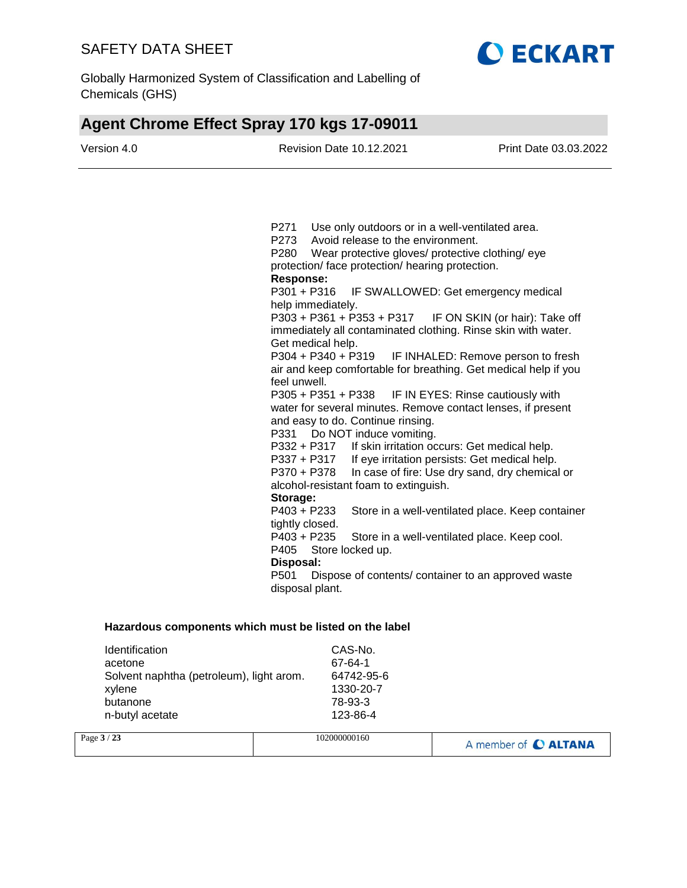P271 Use only outdoors or in a well-ventilated area.
P273 Avoid release to the environment.
P280 Wear protective gloves/ protective clothing/ eye protection/ face protection/ hearing protection.

**Response:**

P301 + P316 IF SWALLOWED: Get emergency medical help immediately.
P303 + P361 + P353 + P317 IF ON SKIN (or hair): Take off immediately all contaminated clothing. Rinse skin with water. Get medical help.
P304 + P340 + P319 IF INHALED: Remove person to fresh air and keep comfortable for breathing. Get medical help if you feel unwell.
P305 + P351 + P338 IF IN EYES: Rinse cautiously with water for several minutes. Remove contact lenses, if present and easy to do. Continue rinsing.
P331 Do NOT induce vomiting.
P332 + P317 If skin irritation occurs: Get medical help.
P337 + P317 If eye irritation persists: Get medical help.
P370 + P378 In case of fire: Use dry sand, dry chemical or alcohol-resistant foam to extinguish.

**Storage:**

P403 + P233 Store in a well-ventilated place. Keep container tightly closed.
P403 + P235 Store in a well-ventilated place. Keep cool.
P405 Store locked up.

**Disposal:**

P501 Dispose of contents/ container to an approved waste disposal plant.

**Hazardous components which must be listed on the label**

| Identification | CAS-No. |
|---|---|
| acetone | 67-64-1 |
| Solvent naphtha (petroleum), light arom. | 64742-95-6 |
| xylene | 1330-20-7 |
| butanone | 78-93-3 |
| n-butyl acetate | 123-86-4 |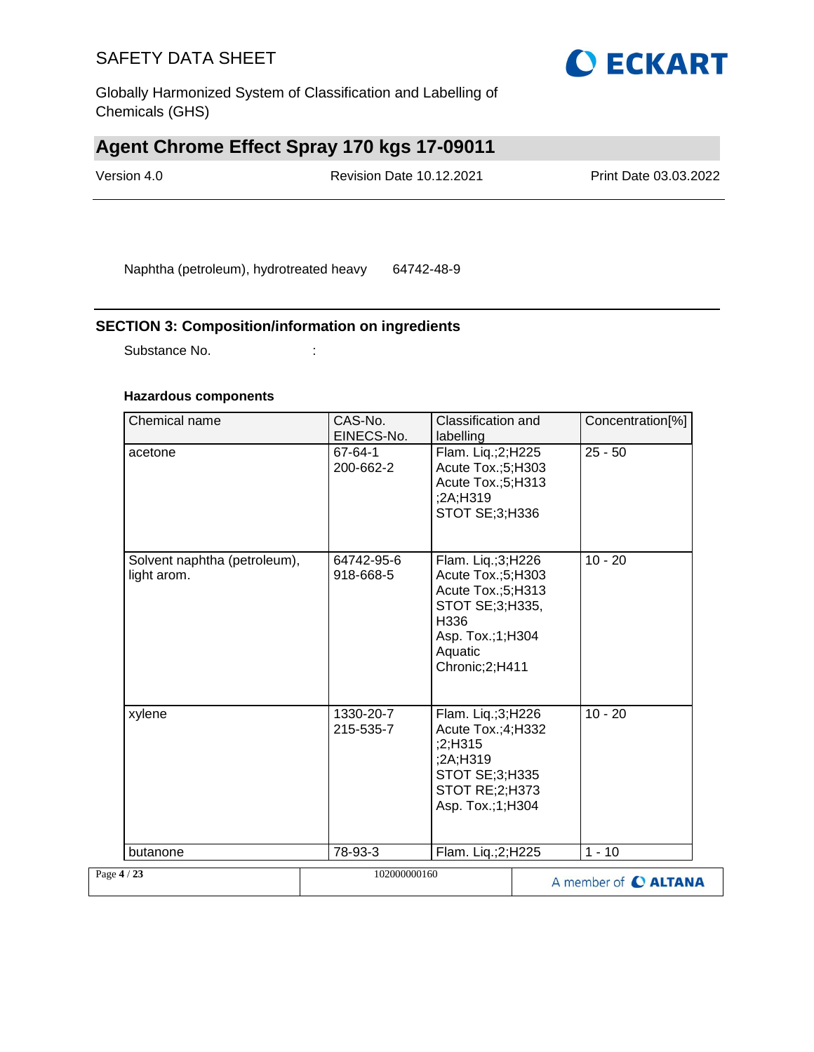Naphtha (petroleum), hydrotreated heavy    64742-48-9

## SECTION 3: Composition/information on ingredients

Substance No. :

**Hazardous components**

| Chemical name | CAS-No. EINECS-No. | Classification and labelling | Concentration[%] |
|---|---|---|---|
| acetone | 67-64-1 200-662-2 | Flam. Liq.;2;H225 Acute Tox.;5;H303 Acute Tox.;5;H313 ;2A;H319 STOT SE;3;H336 | 25 - 50 |
| Solvent naphtha (petroleum), light arom. | 64742-95-6 918-668-5 | Flam. Liq.;3;H226 Acute Tox.;5;H303 Acute Tox.;5;H313 STOT SE;3;H335, H336 Asp. Tox.;1;H304 Aquatic Chronic;2;H411 | 10 - 20 |
| xylene | 1330-20-7 215-535-7 | Flam. Liq.;3;H226 Acute Tox.;4;H332 ;2;H315 ;2A;H319 STOT SE;3;H335 STOT RE;2;H373 Asp. Tox.;1;H304 | 10 - 20 |
| butanone | 78-93-3 | Flam. Liq.;2;H225 | 1 - 10 |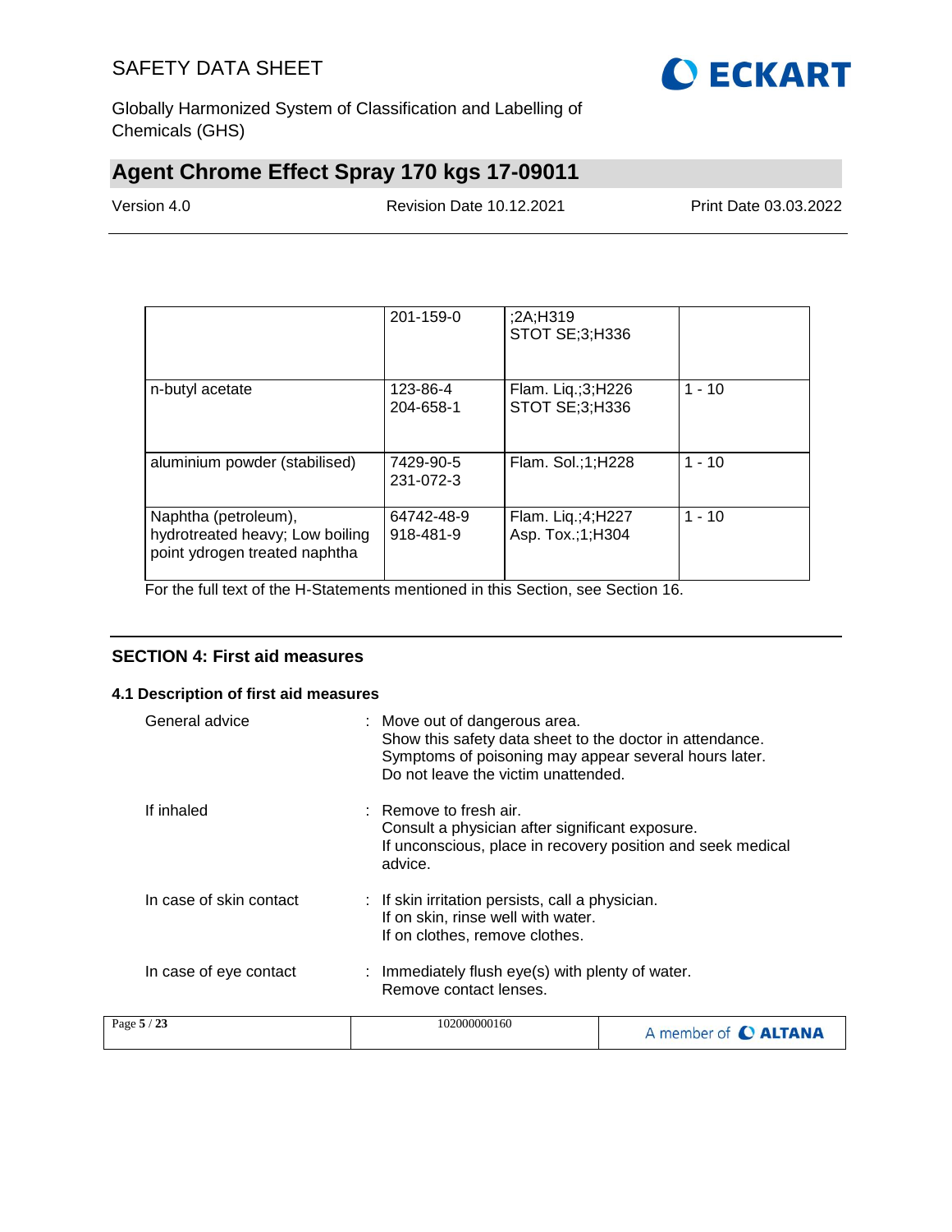|  | 201-159-0 | ;2A;H319<br>STOT SE;3;H336 |  |
|---|---|---|---|
| n-butyl acetate | 123-86-4<br>204-658-1 | Flam. Liq.;3;H226<br>STOT SE;3;H336 | 1 - 10 |
| aluminium powder (stabilised) | 7429-90-5<br>231-072-3 | Flam. Sol.;1;H228 | 1 - 10 |
| Naphtha (petroleum), hydrotreated heavy; Low boiling point ydrogen treated naphtha | 64742-48-9<br>918-481-9 | Flam. Liq.;4;H227<br>Asp. Tox.;1;H304 | 1 - 10 |

For the full text of the H-Statements mentioned in this Section, see Section 16.

## SECTION 4: First aid measures

### 4.1 Description of first aid measures

General advice : Move out of dangerous area.
Show this safety data sheet to the doctor in attendance.
Symptoms of poisoning may appear several hours later.
Do not leave the victim unattended.

If inhaled : Remove to fresh air.
Consult a physician after significant exposure.
If unconscious, place in recovery position and seek medical advice.

In case of skin contact : If skin irritation persists, call a physician.
If on skin, rinse well with water.
If on clothes, remove clothes.

In case of eye contact : Immediately flush eye(s) with plenty of water.
Remove contact lenses.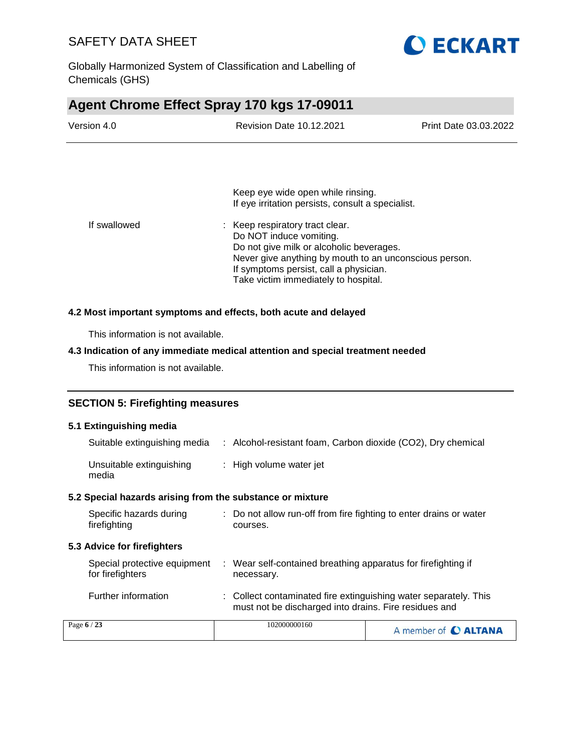Keep eye wide open while rinsing.
If eye irritation persists, consult a specialist.

| | |
|---|---|
| If swallowed | : Keep respiratory tract clear.<br>Do NOT induce vomiting.<br>Do not give milk or alcoholic beverages.<br>Never give anything by mouth to an unconscious person.<br>If symptoms persist, call a physician.<br>Take victim immediately to hospital. |

**4.2 Most important symptoms and effects, both acute and delayed**

This information is not available.

**4.3 Indication of any immediate medical attention and special treatment needed**

This information is not available.

## SECTION 5: Firefighting measures

**5.1 Extinguishing media**

| | |
|---|---|
| Suitable extinguishing media | : Alcohol-resistant foam, Carbon dioxide ($CO_2$), Dry chemical |
| Unsuitable extinguishing media | : High volume water jet |

**5.2 Special hazards arising from the substance or mixture**

| | |
|---|---|
| Specific hazards during firefighting | : Do not allow run-off from fire fighting to enter drains or water courses. |

**5.3 Advice for firefighters**

| | |
|---|---|
| Special protective equipment for firefighters | : Wear self-contained breathing apparatus for firefighting if necessary. |
| Further information | : Collect contaminated fire extinguishing water separately. This must not be discharged into drains. Fire residues and |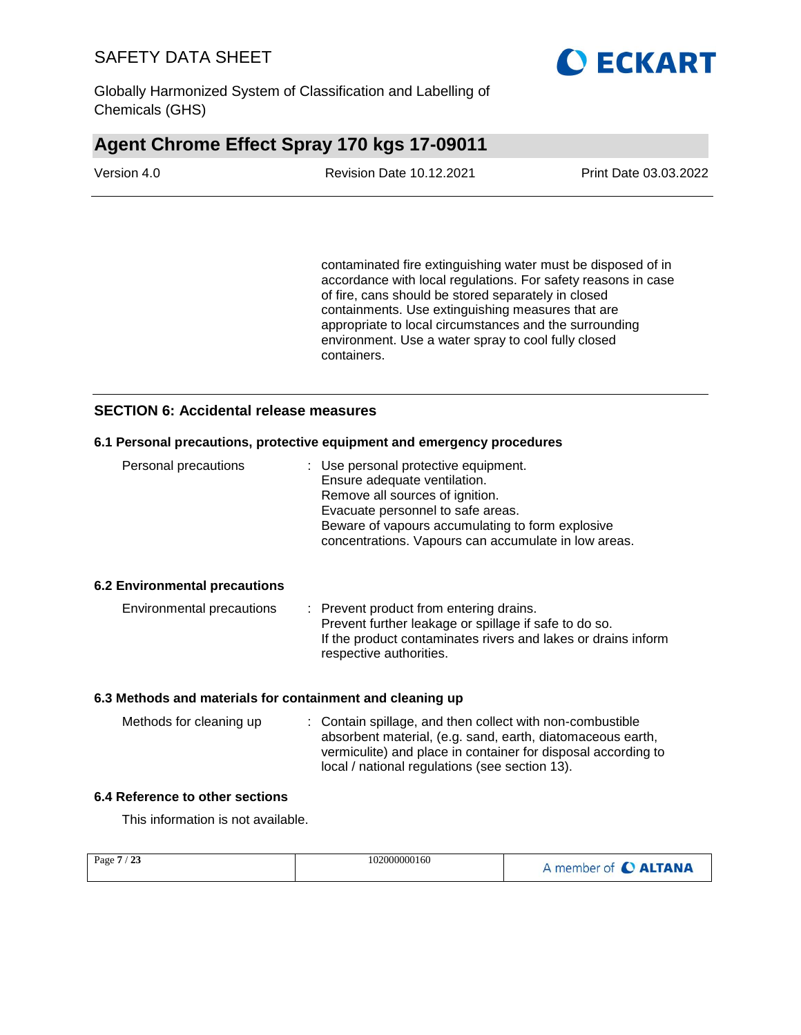contaminated fire extinguishing water must be disposed of in accordance with local regulations. For safety reasons in case of fire, cans should be stored separately in closed containments. Use extinguishing measures that are appropriate to local circumstances and the surrounding environment. Use a water spray to cool fully closed containers.

## SECTION 6: Accidental release measures

### 6.1 Personal precautions, protective equipment and emergency procedures

Personal precautions : Use personal protective equipment.
Ensure adequate ventilation.
Remove all sources of ignition.
Evacuate personnel to safe areas.
Beware of vapours accumulating to form explosive concentrations. Vapours can accumulate in low areas.

### 6.2 Environmental precautions

Environmental precautions : Prevent product from entering drains.
Prevent further leakage or spillage if safe to do so.
If the product contaminates rivers and lakes or drains inform respective authorities.

### 6.3 Methods and materials for containment and cleaning up

Methods for cleaning up : Contain spillage, and then collect with non-combustible absorbent material, (e.g. sand, earth, diatomaceous earth, vermiculite) and place in container for disposal according to local / national regulations (see section 13).

### 6.4 Reference to other sections

This information is not available.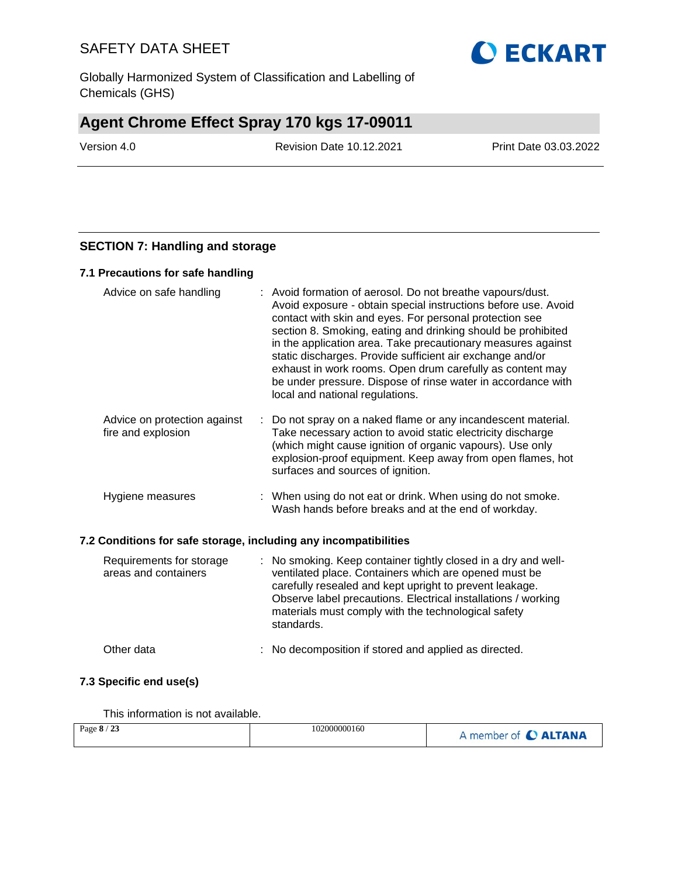## SECTION 7: Handling and storage

### 7.1 Precautions for safe handling

| | |
|---|---|
| Advice on safe handling | : Avoid formation of aerosol. Do not breathe vapours/dust. Avoid exposure - obtain special instructions before use. Avoid contact with skin and eyes. For personal protection see section 8. Smoking, eating and drinking should be prohibited in the application area. Take precautionary measures against static discharges. Provide sufficient air exchange and/or exhaust in work rooms. Open drum carefully as content may be under pressure. Dispose of rinse water in accordance with local and national regulations. |
| Advice on protection against fire and explosion | : Do not spray on a naked flame or any incandescent material. Take necessary action to avoid static electricity discharge (which might cause ignition of organic vapours). Use only explosion-proof equipment. Keep away from open flames, hot surfaces and sources of ignition. |
| Hygiene measures | : When using do not eat or drink. When using do not smoke. Wash hands before breaks and at the end of workday. |

### 7.2 Conditions for safe storage, including any incompatibilities

| | |
|---|---|
| Requirements for storage areas and containers | : No smoking. Keep container tightly closed in a dry and well-ventilated place. Containers which are opened must be carefully resealed and kept upright to prevent leakage. Observe label precautions. Electrical installations / working materials must comply with the technological safety standards. |
| Other data | : No decomposition if stored and applied as directed. |

### 7.3 Specific end use(s)

This information is not available.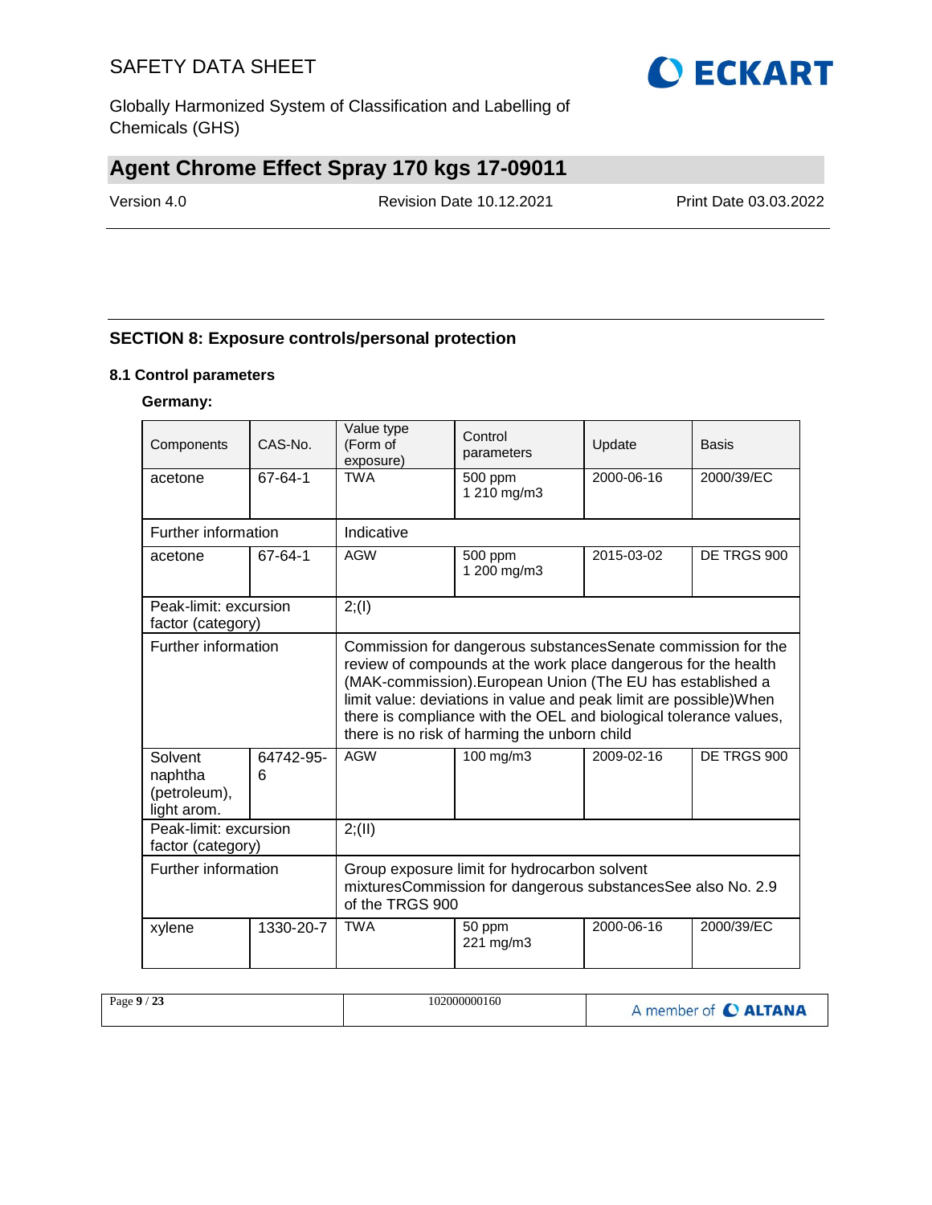## SECTION 8: Exposure controls/personal protection

### 8.1 Control parameters

**Germany:**

| Components | CAS-No. | Value type (Form of exposure) | Control parameters | Update | Basis |
|---|---|---|---|---|---|
| acetone | 67-64-1 | TWA | 500 ppm<br>1 210 mg/m3 | 2000-06-16 | 2000/39/EC |
| Further information | | Indicative | | | |
| acetone | 67-64-1 | AGW | 500 ppm<br>1 200 mg/m3 | 2015-03-02 | DE TRGS 900 |
| Peak-limit: excursion factor (category) | | 2;(I) | | | |
| Further information | | Commission for dangerous substancesSenate commission for the review of compounds at the work place dangerous for the health (MAK-commission).European Union (The EU has established a limit value: deviations in value and peak limit are possible)When there is compliance with the OEL and biological tolerance values, there is no risk of harming the unborn child | | | |
| Solvent naphtha (petroleum), light arom. | 64742-95-6 | AGW | 100 mg/m3 | 2009-02-16 | DE TRGS 900 |
| Peak-limit: excursion factor (category) | | 2;(II) | | | |
| Further information | | Group exposure limit for hydrocarbon solvent mixturesCommission for dangerous substancesSee also No. 2.9 of the TRGS 900 | | | |
| xylene | 1330-20-7 | TWA | 50 ppm<br>221 mg/m3 | 2000-06-16 | 2000/39/EC |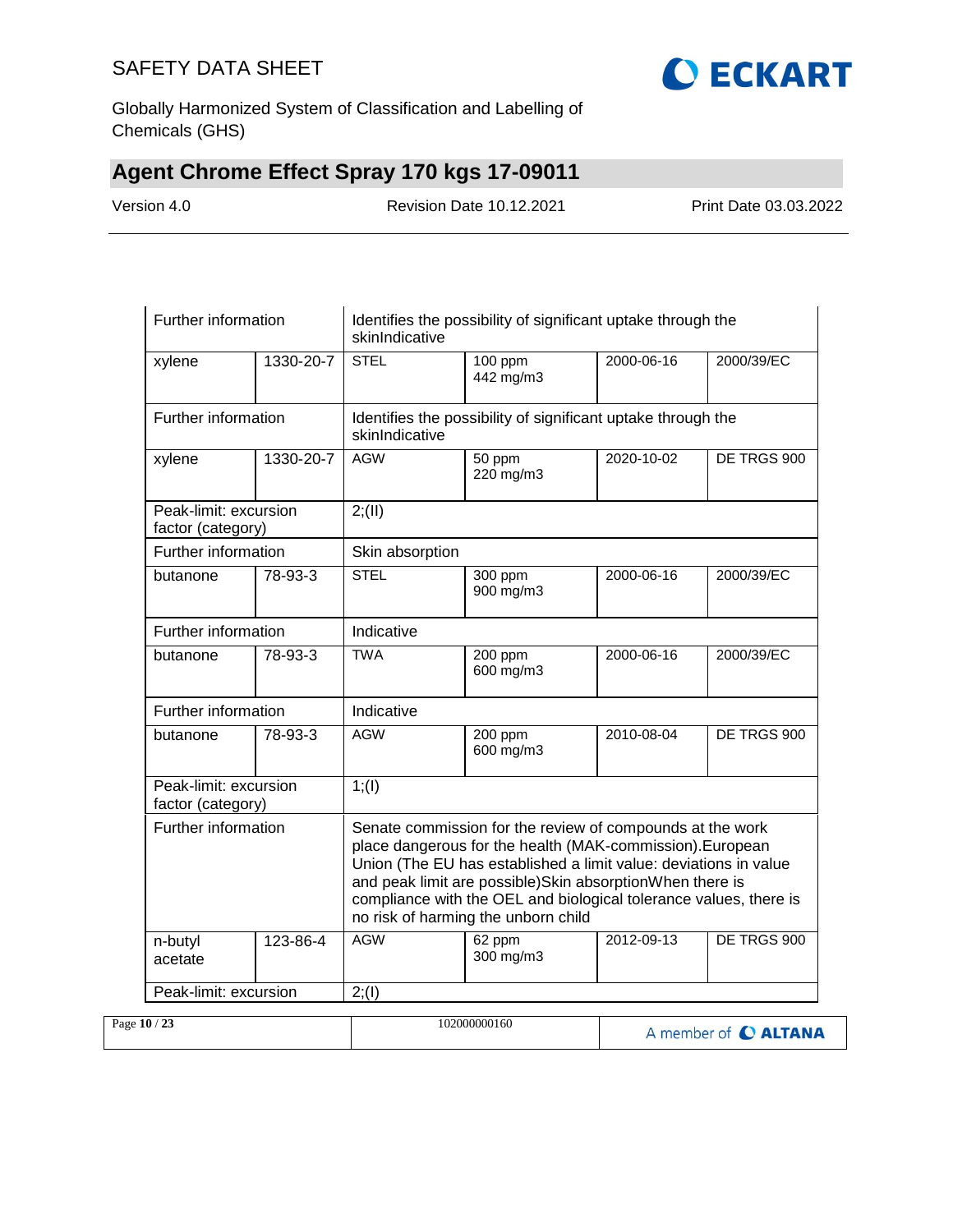| | | | | | |
|---|---|---|---|---|---|
| Further information | | Identifies the possibility of significant uptake through the skinIndicative | | | |
| xylene | 1330-20-7 | STEL | 100 ppm<br>442 mg/m3 | 2000-06-16 | 2000/39/EC |
| Further information | | Identifies the possibility of significant uptake through the skinIndicative | | | |
| xylene | 1330-20-7 | AGW | 50 ppm<br>220 mg/m3 | 2020-10-02 | DE TRGS 900 |
| Peak-limit: excursion factor (category) | | 2;(II) | | | |
| Further information | | Skin absorption | | | |
| butanone | 78-93-3 | STEL | 300 ppm<br>900 mg/m3 | 2000-06-16 | 2000/39/EC |
| Further information | | Indicative | | | |
| butanone | 78-93-3 | TWA | 200 ppm<br>600 mg/m3 | 2000-06-16 | 2000/39/EC |
| Further information | | Indicative | | | |
| butanone | 78-93-3 | AGW | 200 ppm<br>600 mg/m3 | 2010-08-04 | DE TRGS 900 |
| Peak-limit: excursion factor (category) | | 1;(I) | | | |
| Further information | | Senate commission for the review of compounds at the work place dangerous for the health (MAK-commission).European Union (The EU has established a limit value: deviations in value and peak limit are possible)Skin absorptionWhen there is compliance with the OEL and biological tolerance values, there is no risk of harming the unborn child | | | |
| n-butyl acetate | 123-86-4 | AGW | 62 ppm<br>300 mg/m3 | 2012-09-13 | DE TRGS 900 |
| Peak-limit: excursion | | 2;(I) | | | |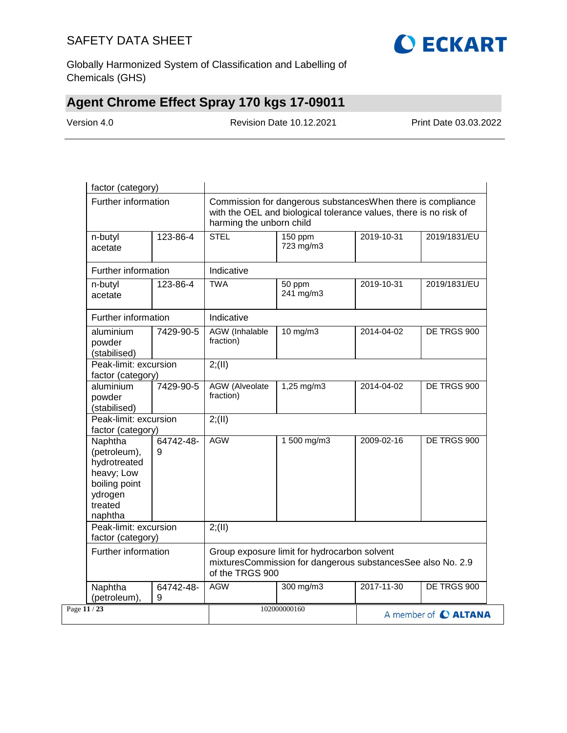| | | | | | |
|---|---|---|---|---|---|
| factor (category) | | | | | |
| Further information | | Commission for dangerous substancesWhen there is compliance with the OEL and biological tolerance values, there is no risk of harming the unborn child | | | |
| n-butyl acetate | 123-86-4 | STEL | 150 ppm<br>723 mg/m3 | 2019-10-31 | 2019/1831/EU |
| Further information | | Indicative | | | |
| n-butyl acetate | 123-86-4 | TWA | 50 ppm<br>241 mg/m3 | 2019-10-31 | 2019/1831/EU |
| Further information | | Indicative | | | |
| aluminium powder (stabilised) | 7429-90-5 | AGW (Inhalable fraction) | 10 mg/m3 | 2014-04-02 | DE TRGS 900 |
| Peak-limit: excursion factor (category) | | 2;(II) | | | |
| aluminium powder (stabilised) | 7429-90-5 | AGW (Alveolate fraction) | 1,25 mg/m3 | 2014-04-02 | DE TRGS 900 |
| Peak-limit: excursion factor (category) | | 2;(II) | | | |
| Naphtha (petroleum), hydrotreated heavy; Low boiling point ydrogen treated naphtha | 64742-48-9 | AGW | 1 500 mg/m3 | 2009-02-16 | DE TRGS 900 |
| Peak-limit: excursion factor (category) | | 2;(II) | | | |
| Further information | | Group exposure limit for hydrocarbon solvent mixturesCommission for dangerous substancesSee also No. 2.9 of the TRGS 900 | | | |
| Naphtha (petroleum), | 64742-48-9 | AGW | 300 mg/m3 | 2017-11-30 | DE TRGS 900 |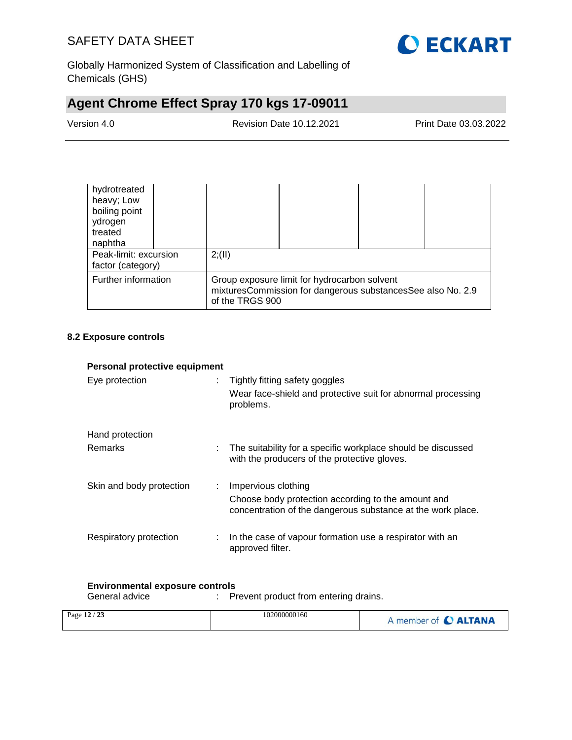| hydrotreated heavy; Low boiling point ydrogen treated naphtha | | | | | |
|---|---|---|---|---|---|
| Peak-limit: excursion factor (category) | | 2;(II) | | | |
| Further information | | Group exposure limit for hydrocarbon solvent mixturesCommission for dangerous substancesSee also No. 2.9 of the TRGS 900 | | | |

### 8.2 Exposure controls

**Personal protective equipment**

Eye protection : Tightly fitting safety goggles
Wear face-shield and protective suit for abnormal processing problems.

Hand protection

Remarks : The suitability for a specific workplace should be discussed with the producers of the protective gloves.

Skin and body protection : Impervious clothing
Choose body protection according to the amount and concentration of the dangerous substance at the work place.

Respiratory protection : In the case of vapour formation use a respirator with an approved filter.

**Environmental exposure controls**

General advice : Prevent product from entering drains.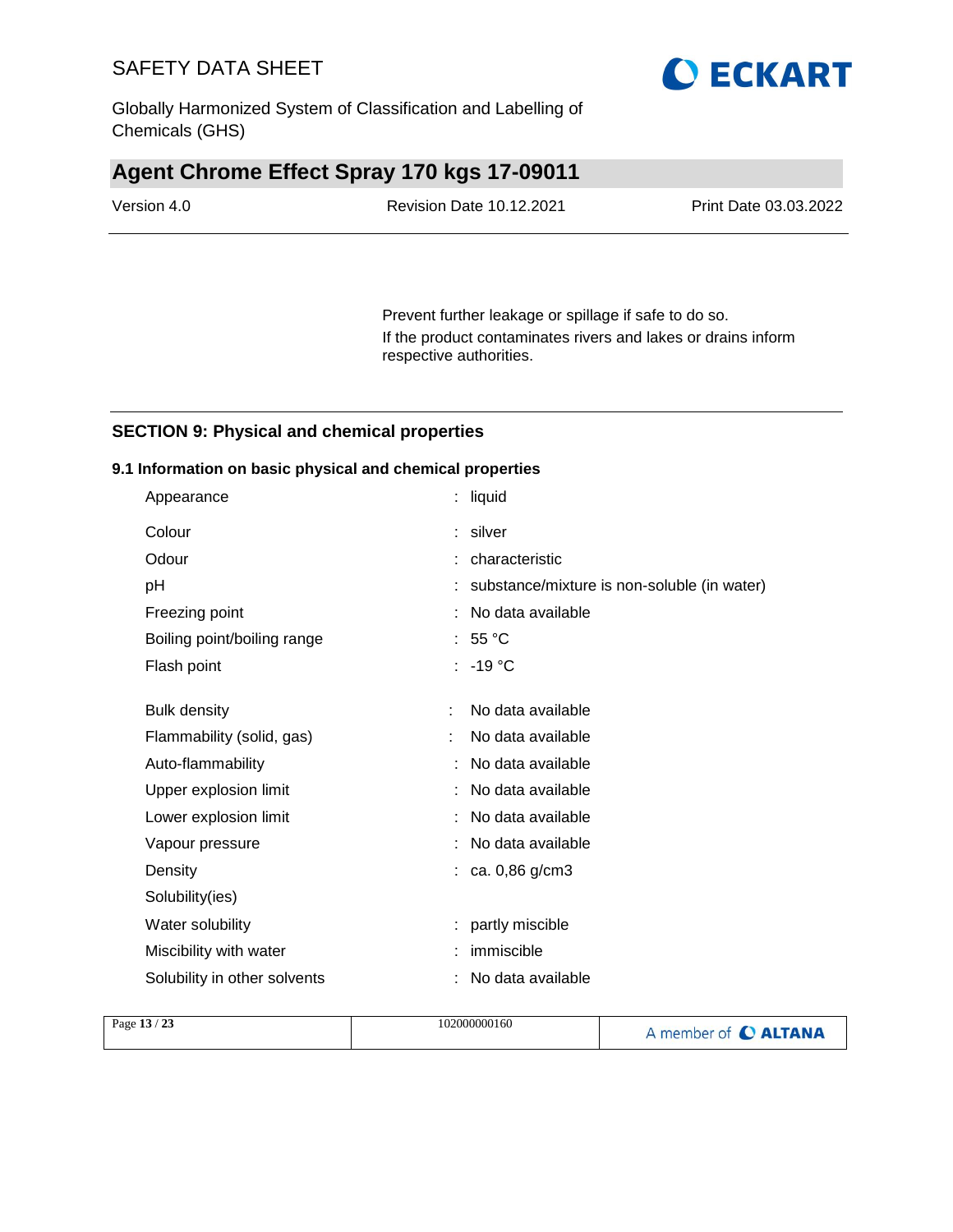Prevent further leakage or spillage if safe to do so.
If the product contaminates rivers and lakes or drains inform respective authorities.

## SECTION 9: Physical and chemical properties

### 9.1 Information on basic physical and chemical properties

| | | |
|---|---|---|
| Appearance | : | liquid |
| Colour | : | silver |
| Odour | : | characteristic |
| pH | : | substance/mixture is non-soluble (in water) |
| Freezing point | : | No data available |
| Boiling point/boiling range | : | 55 °C |
| Flash point | : | -19 °C |
| Bulk density | : | No data available |
| Flammability (solid, gas) | : | No data available |
| Auto-flammability | : | No data available |
| Upper explosion limit | : | No data available |
| Lower explosion limit | : | No data available |
| Vapour pressure | : | No data available |
| Density | : | ca. 0,86 g/cm3 |
| Solubility(ies) | | |
| Water solubility | : | partly miscible |
| Miscibility with water | : | immiscible |
| Solubility in other solvents | : | No data available |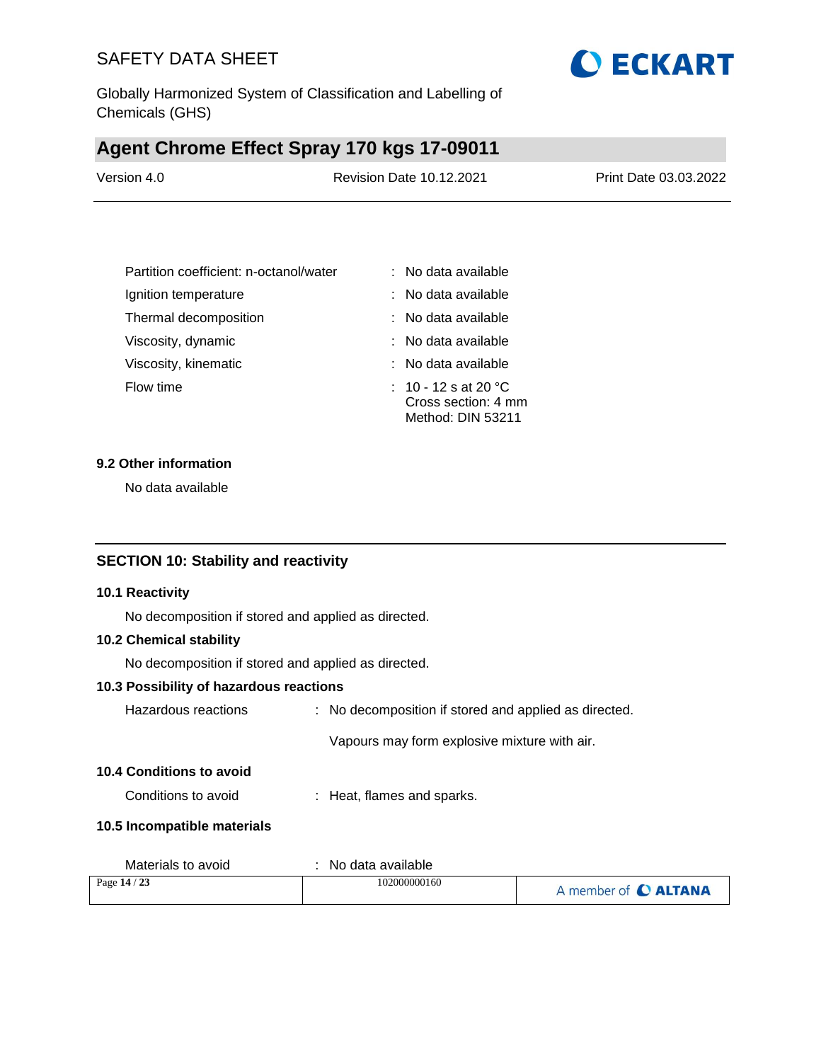| | | |
|---|---|---|
| Partition coefficient: n-octanol/water | : | No data available |
| Ignition temperature | : | No data available |
| Thermal decomposition | : | No data available |
| Viscosity, dynamic | : | No data available |
| Viscosity, kinematic | : | No data available |
| Flow time | : | 10 - 12 s at 20 °C<br>Cross section: 4 mm<br>Method: DIN 53211 |

### 9.2 Other information

No data available

## SECTION 10: Stability and reactivity

### 10.1 Reactivity

No decomposition if stored and applied as directed.

### 10.2 Chemical stability

No decomposition if stored and applied as directed.

### 10.3 Possibility of hazardous reactions

Hazardous reactions : No decomposition if stored and applied as directed.

Vapours may form explosive mixture with air.

### 10.4 Conditions to avoid

Conditions to avoid : Heat, flames and sparks.

### 10.5 Incompatible materials

Materials to avoid : No data available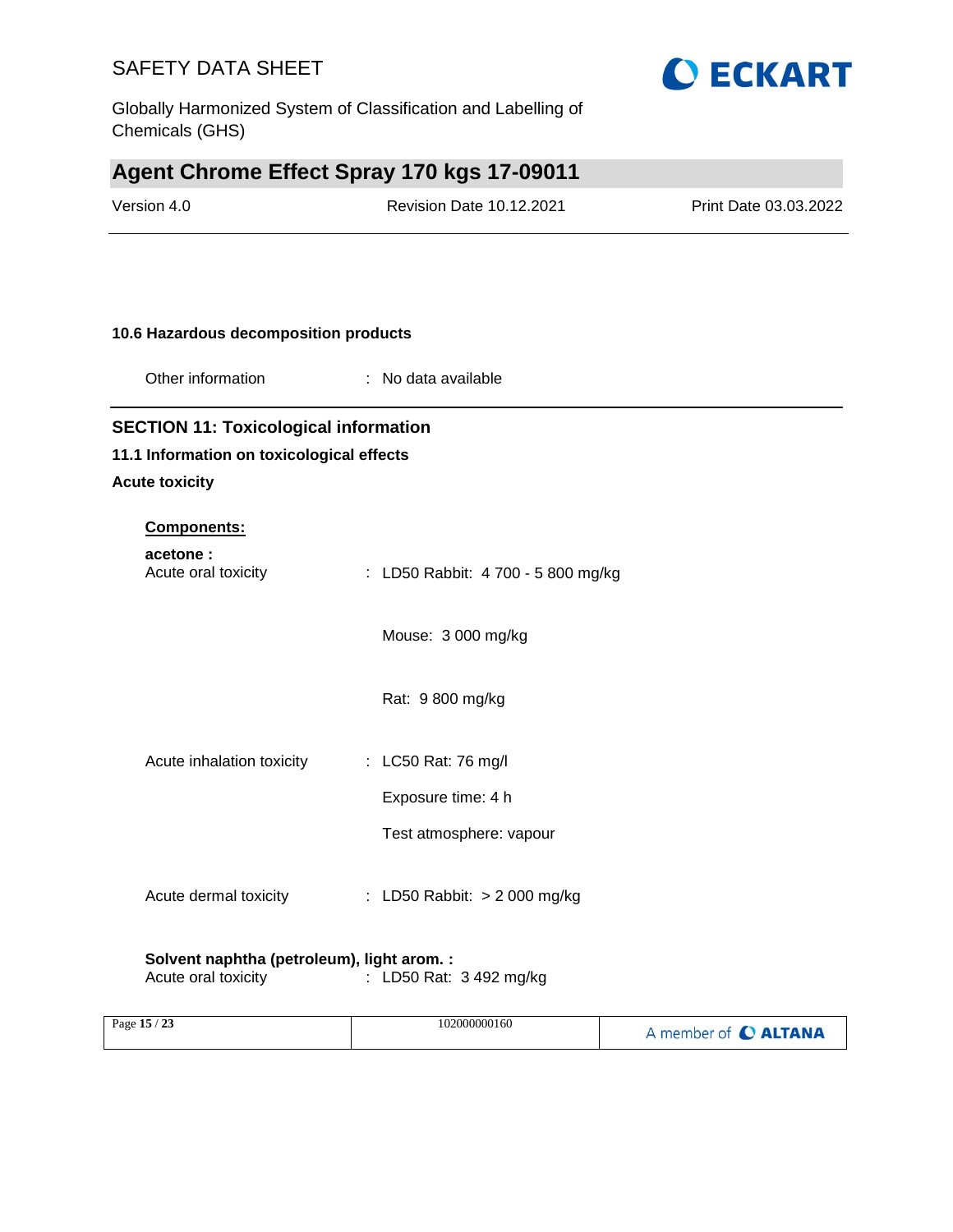### 10.6 Hazardous decomposition products

Other information : No data available

## SECTION 11: Toxicological information

### 11.1 Information on toxicological effects

**Acute toxicity**

**Components:**

**acetone :**

| | |
|---|---|
| Acute oral toxicity | : LD50 Rabbit: 4 700 - 5 800 mg/kg |
| | Mouse: 3 000 mg/kg |
| | Rat: 9 800 mg/kg |
| Acute inhalation toxicity | : LC50 Rat: 76 mg/l |
| | Exposure time: 4 h |
| | Test atmosphere: vapour |
| Acute dermal toxicity | : LD50 Rabbit: > 2 000 mg/kg |

**Solvent naphtha (petroleum), light arom. :**

| | |
|---|---|
| Acute oral toxicity | : LD50 Rat: 3 492 mg/kg |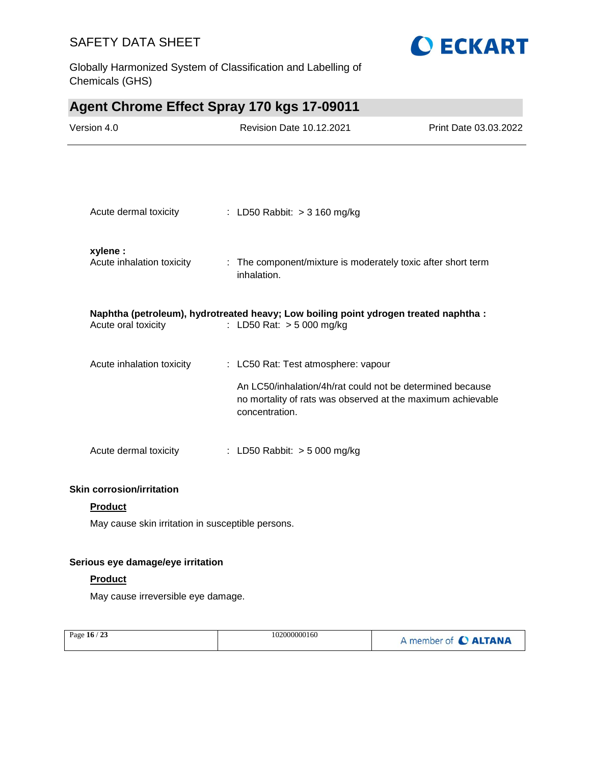Acute dermal toxicity : LD50 Rabbit: > 3 160 mg/kg

**xylene :**

Acute inhalation toxicity : The component/mixture is moderately toxic after short term inhalation.

**Naphtha (petroleum), hydrotreated heavy; Low boiling point ydrogen treated naphtha :**

Acute oral toxicity : LD50 Rat: > 5 000 mg/kg

Acute inhalation toxicity : LC50 Rat: Test atmosphere: vapour

An LC50/inhalation/4h/rat could not be determined because no mortality of rats was observed at the maximum achievable concentration.

Acute dermal toxicity : LD50 Rabbit: > 5 000 mg/kg

### Skin corrosion/irritation

**Product**

May cause skin irritation in susceptible persons.

### Serious eye damage/eye irritation

**Product**

May cause irreversible eye damage.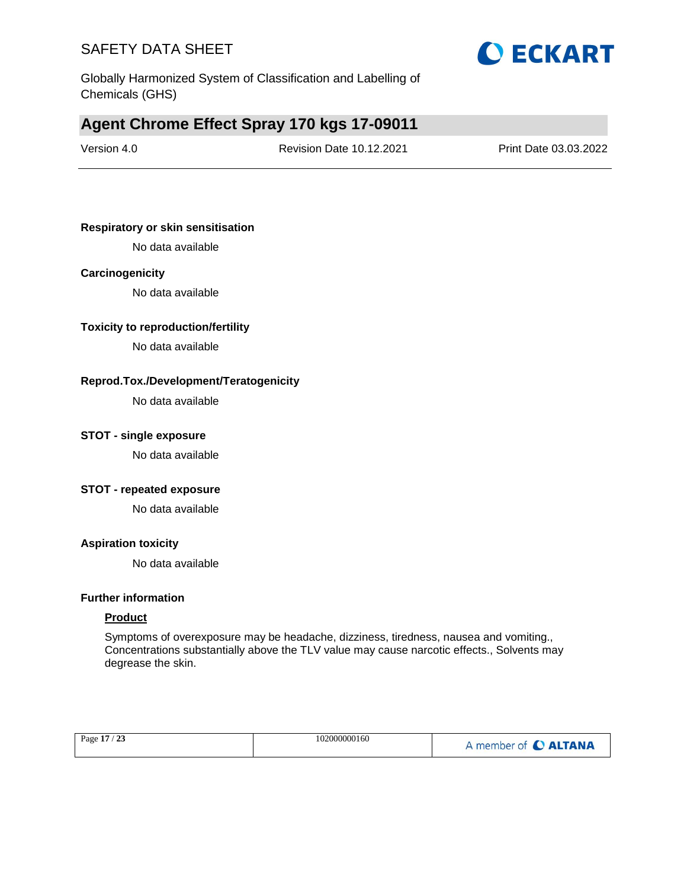**Respiratory or skin sensitisation**

No data available

**Carcinogenicity**

No data available

**Toxicity to reproduction/fertility**

No data available

**Reprod.Tox./Development/Teratogenicity**

No data available

**STOT - single exposure**

No data available

**STOT - repeated exposure**

No data available

**Aspiration toxicity**

No data available

**Further information**

**Product**

Symptoms of overexposure may be headache, dizziness, tiredness, nausea and vomiting., Concentrations substantially above the TLV value may cause narcotic effects., Solvents may degrease the skin.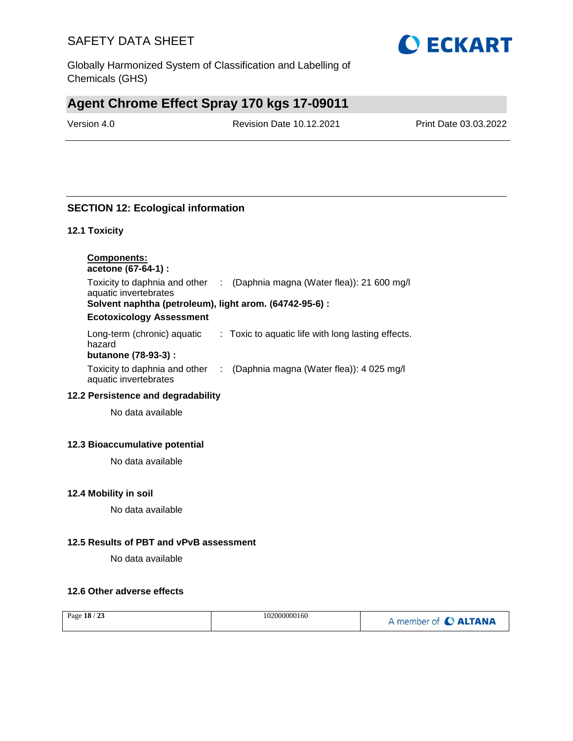## SECTION 12: Ecological information

### 12.1 Toxicity

**Components:**

**acetone (67-64-1) :**

Toxicity to daphnia and other aquatic invertebrates : (Daphnia magna (Water flea)): 21 600 mg/l

**Solvent naphtha (petroleum), light arom. (64742-95-6) :**

**Ecotoxicology Assessment**

Long-term (chronic) aquatic hazard : Toxic to aquatic life with long lasting effects.

**butanone (78-93-3) :**

Toxicity to daphnia and other aquatic invertebrates : (Daphnia magna (Water flea)): 4 025 mg/l

### 12.2 Persistence and degradability

No data available

### 12.3 Bioaccumulative potential

No data available

### 12.4 Mobility in soil

No data available

### 12.5 Results of PBT and vPvB assessment

No data available

### 12.6 Other adverse effects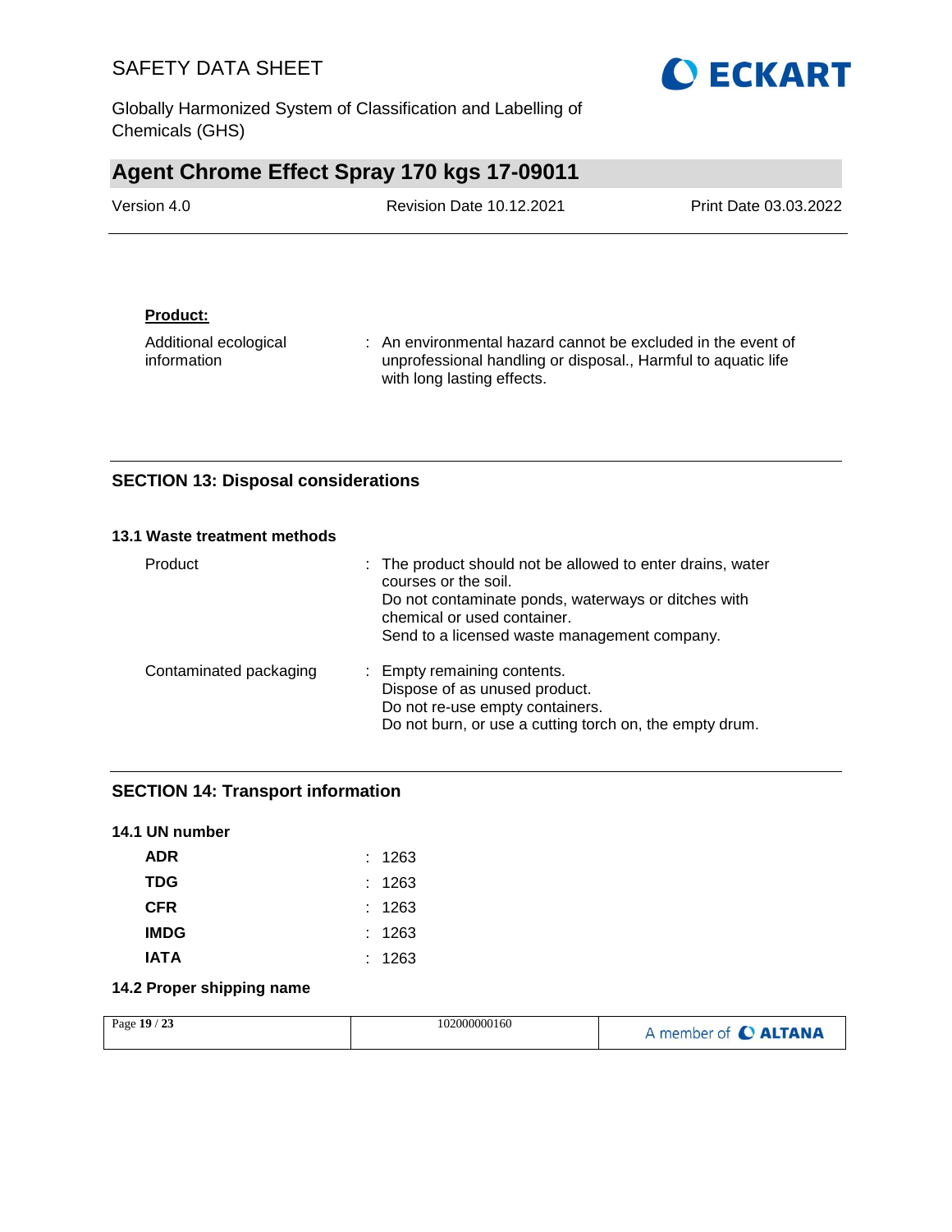**Product:**

| | |
|---|---|
| Additional ecological information | : An environmental hazard cannot be excluded in the event of unprofessional handling or disposal., Harmful to aquatic life with long lasting effects. |

## SECTION 13: Disposal considerations

### 13.1 Waste treatment methods

| | |
|---|---|
| Product | : The product should not be allowed to enter drains, water courses or the soil.<br>Do not contaminate ponds, waterways or ditches with chemical or used container.<br>Send to a licensed waste management company. |
| Contaminated packaging | : Empty remaining contents.<br>Dispose of as unused product.<br>Do not re-use empty containers.<br>Do not burn, or use a cutting torch on, the empty drum. |

## SECTION 14: Transport information

### 14.1 UN number

| | |
|---|---|
| **ADR** | : 1263 |
| **TDG** | : 1263 |
| **CFR** | : 1263 |
| **IMDG** | : 1263 |
| **IATA** | : 1263 |

### 14.2 Proper shipping name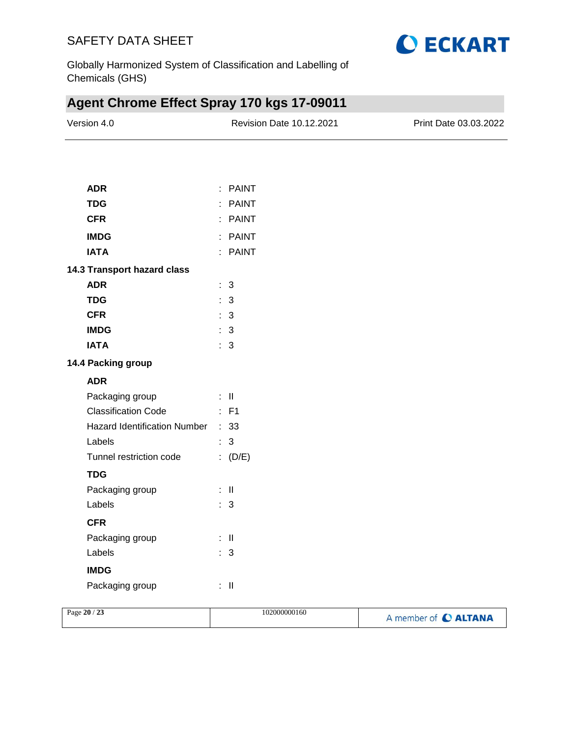**ADR** : PAINT

**TDG** : PAINT

**CFR** : PAINT

**IMDG** : PAINT

**IATA** : PAINT

### 14.3 Transport hazard class

**ADR** : 3

**TDG** : 3

**CFR** : 3

**IMDG** : 3

**IATA** : 3

### 14.4 Packing group

**ADR**

Packaging group : II

Classification Code : F1

Hazard Identification Number : 33

Labels : 3

Tunnel restriction code : (D/E)

**TDG**

Packaging group : II

Labels : 3

**CFR**

Packaging group : II

Labels : 3

**IMDG**

Packaging group : II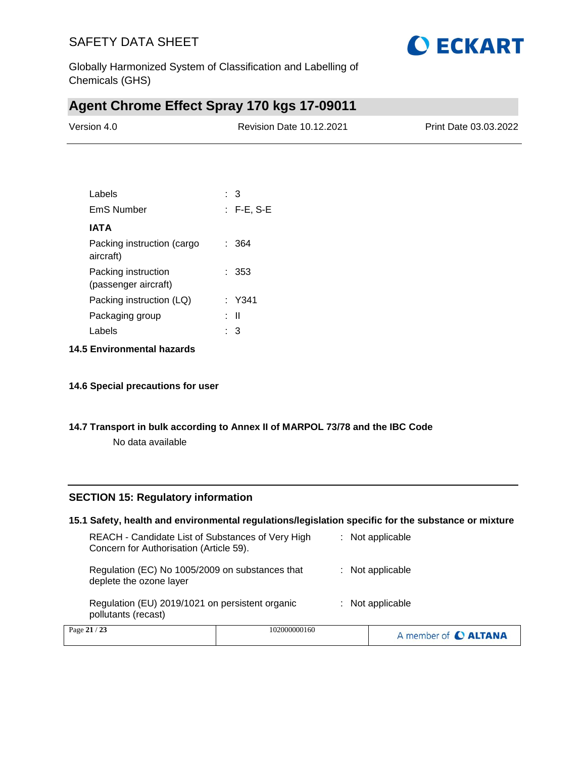| | |
|---|---|
| Labels | : 3 |
| EmS Number | : F-E, S-E |

**IATA**

| | |
|---|---|
| Packing instruction (cargo aircraft) | : 364 |
| Packing instruction (passenger aircraft) | : 353 |
| Packing instruction (LQ) | : Y341 |
| Packaging group | : II |
| Labels | : 3 |

### 14.5 Environmental hazards

### 14.6 Special precautions for user

### 14.7 Transport in bulk according to Annex II of MARPOL 73/78 and the IBC Code

No data available

## SECTION 15: Regulatory information

### 15.1 Safety, health and environmental regulations/legislation specific for the substance or mixture

| | |
|---|---|
| REACH - Candidate List of Substances of Very High Concern for Authorisation (Article 59). | : Not applicable |
| Regulation (EC) No 1005/2009 on substances that deplete the ozone layer | : Not applicable |
| Regulation (EU) 2019/1021 on persistent organic pollutants (recast) | : Not applicable |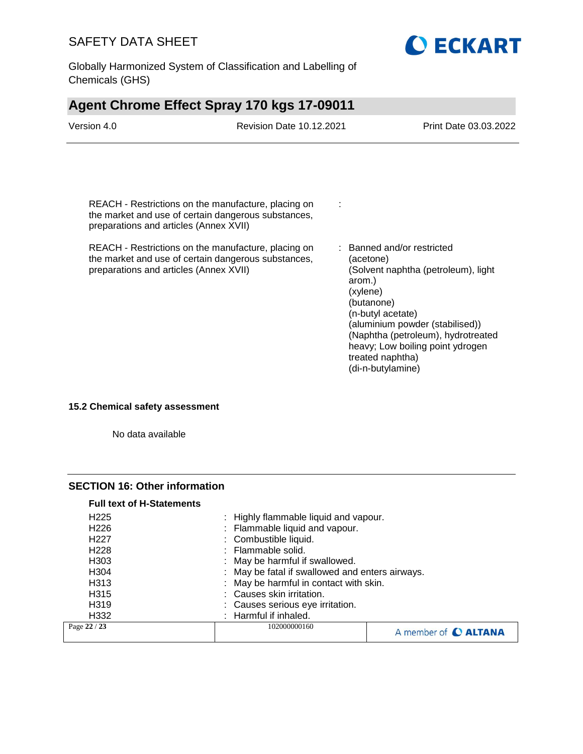| | |
|---|---|
| REACH - Restrictions on the manufacture, placing on the market and use of certain dangerous substances, preparations and articles (Annex XVII) | : |
| REACH - Restrictions on the manufacture, placing on the market and use of certain dangerous substances, preparations and articles (Annex XVII) | : Banned and/or restricted (acetone) (Solvent naphtha (petroleum), light arom.) (xylene) (butanone) (n-butyl acetate) (aluminium powder (stabilised)) (Naphtha (petroleum), hydrotreated heavy; Low boiling point ydrogen treated naphtha) (di-n-butylamine) |

### 15.2 Chemical safety assessment

No data available

## SECTION 16: Other information

**Full text of H-Statements**

| | |
|---|---|
| H225 | : Highly flammable liquid and vapour. |
| H226 | : Flammable liquid and vapour. |
| H227 | : Combustible liquid. |
| H228 | : Flammable solid. |
| H303 | : May be harmful if swallowed. |
| H304 | : May be fatal if swallowed and enters airways. |
| H313 | : May be harmful in contact with skin. |
| H315 | : Causes skin irritation. |
| H319 | : Causes serious eye irritation. |
| H332 | : Harmful if inhaled. |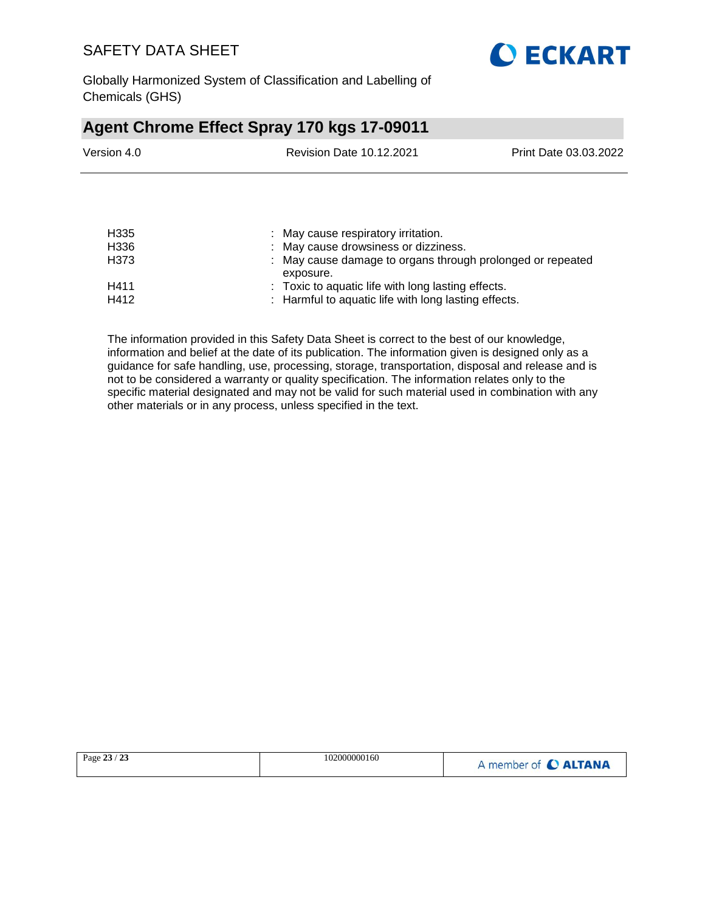| | | |
|---|---|---|
| H335 | : | May cause respiratory irritation. |
| H336 | : | May cause drowsiness or dizziness. |
| H373 | : | May cause damage to organs through prolonged or repeated exposure. |
| H411 | : | Toxic to aquatic life with long lasting effects. |
| H412 | : | Harmful to aquatic life with long lasting effects. |

The information provided in this Safety Data Sheet is correct to the best of our knowledge, information and belief at the date of its publication. The information given is designed only as a guidance for safe handling, use, processing, storage, transportation, disposal and release and is not to be considered a warranty or quality specification. The information relates only to the specific material designated and may not be valid for such material used in combination with any other materials or in any process, unless specified in the text.